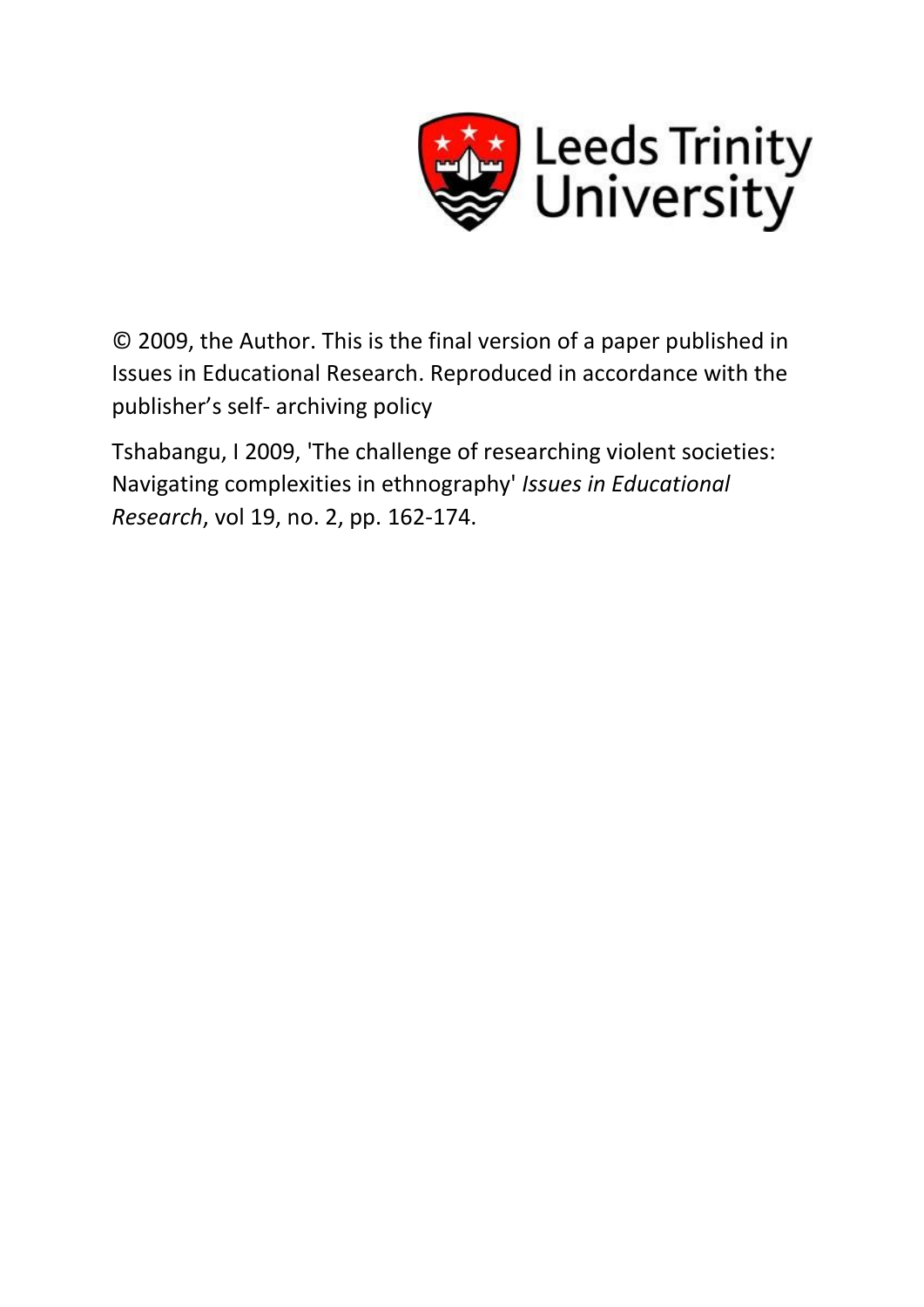Leeds Trinity University

© 2009, the Author. This is the final version of a paper published in Issues in Educational Research. Reproduced in accordance with the publisher's self- archiving policy

Tshabangu, I 2009, 'The challenge of researching violent societies: Navigating complexities in ethnography' *Issues in Educational Research*, vol 19, no. 2, pp. 162-174.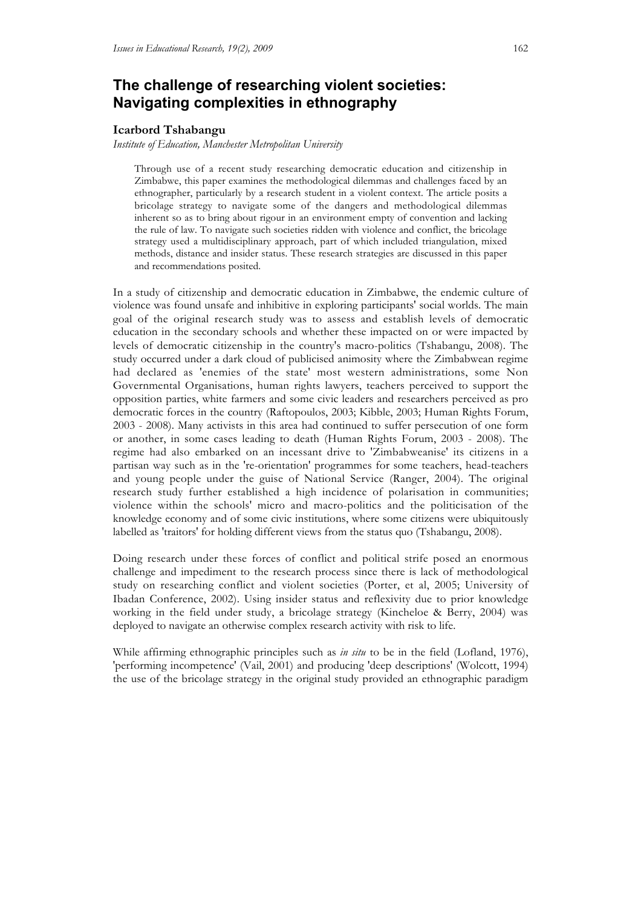# The challenge of researching violent societies: Navigating complexities in ethnography

**Icarbord Tshabangu**

*Institute of Education, Manchester Metropolitan University*

> Through use of a recent study researching democratic education and citizenship in Zimbabwe, this paper examines the methodological dilemmas and challenges faced by an ethnographer, particularly by a research student in a violent context. The article posits a bricolage strategy to navigate some of the dangers and methodological dilemmas inherent so as to bring about rigour in an environment empty of convention and lacking the rule of law. To navigate such societies ridden with violence and conflict, the bricolage strategy used a multidisciplinary approach, part of which included triangulation, mixed methods, distance and insider status. These research strategies are discussed in this paper and recommendations posited.

In a study of citizenship and democratic education in Zimbabwe, the endemic culture of violence was found unsafe and inhibitive in exploring participants' social worlds. The main goal of the original research study was to assess and establish levels of democratic education in the secondary schools and whether these impacted on or were impacted by levels of democratic citizenship in the country's macro-politics (Tshabangu, 2008). The study occurred under a dark cloud of publicised animosity where the Zimbabwean regime had declared as 'enemies of the state' most western administrations, some Non Governmental Organisations, human rights lawyers, teachers perceived to support the opposition parties, white farmers and some civic leaders and researchers perceived as pro democratic forces in the country (Raftopoulos, 2003; Kibble, 2003; Human Rights Forum, 2003 - 2008). Many activists in this area had continued to suffer persecution of one form or another, in some cases leading to death (Human Rights Forum, 2003 - 2008). The regime had also embarked on an incessant drive to 'Zimbabweanise' its citizens in a partisan way such as in the 're-orientation' programmes for some teachers, head-teachers and young people under the guise of National Service (Ranger, 2004). The original research study further established a high incidence of polarisation in communities; violence within the schools' micro and macro-politics and the politicisation of the knowledge economy and of some civic institutions, where some citizens were ubiquitously labelled as 'traitors' for holding different views from the status quo (Tshabangu, 2008).

Doing research under these forces of conflict and political strife posed an enormous challenge and impediment to the research process since there is lack of methodological study on researching conflict and violent societies (Porter, et al, 2005; University of Ibadan Conference, 2002). Using insider status and reflexivity due to prior knowledge working in the field under study, a bricolage strategy (Kincheloe & Berry, 2004) was deployed to navigate an otherwise complex research activity with risk to life.

While affirming ethnographic principles such as *in situ* to be in the field (Lofland, 1976), 'performing incompetence' (Vail, 2001) and producing 'deep descriptions' (Wolcott, 1994) the use of the bricolage strategy in the original study provided an ethnographic paradigm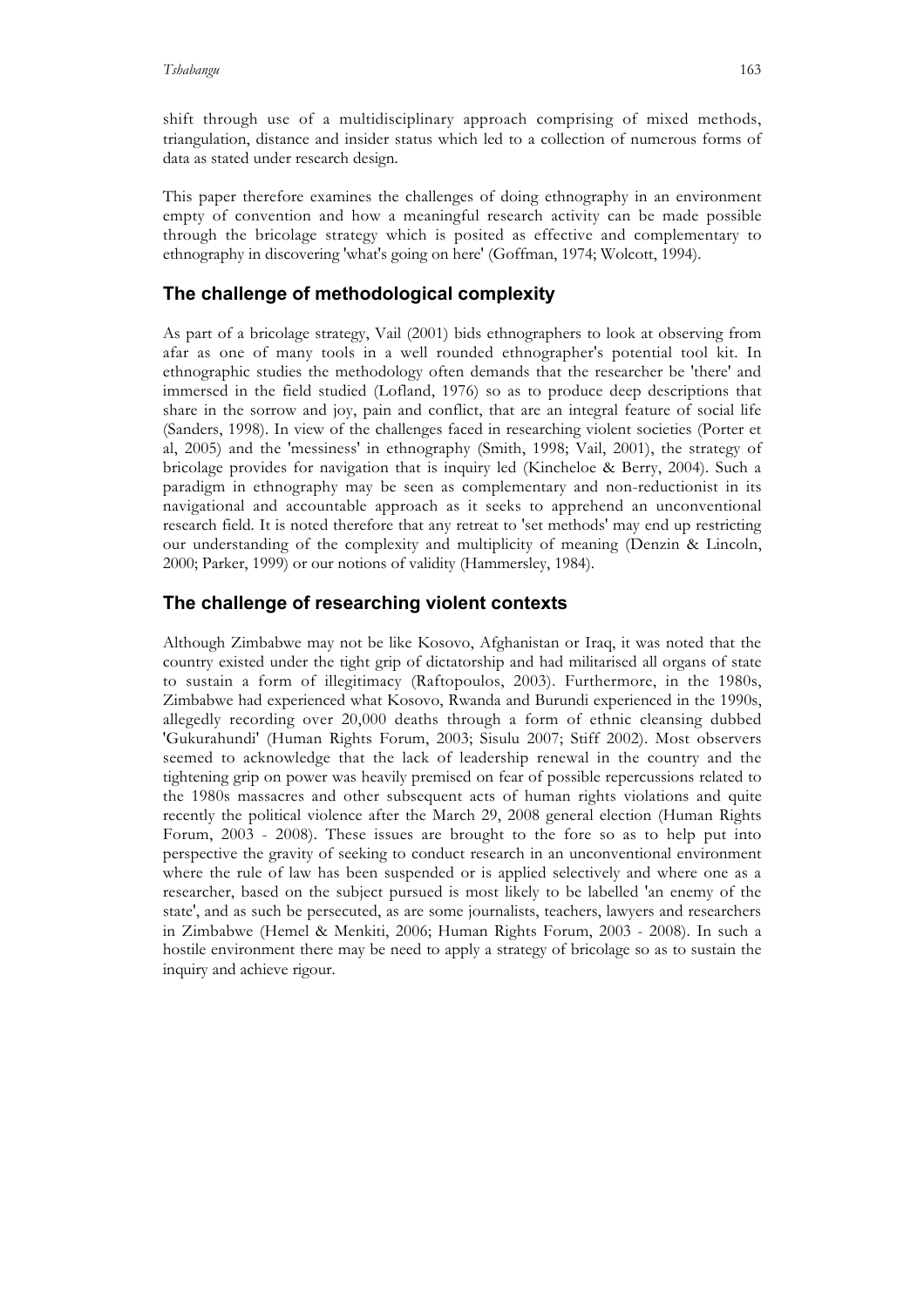shift through use of a multidisciplinary approach comprising of mixed methods, triangulation, distance and insider status which led to a collection of numerous forms of data as stated under research design.

This paper therefore examines the challenges of doing ethnography in an environment empty of convention and how a meaningful research activity can be made possible through the bricolage strategy which is posited as effective and complementary to ethnography in discovering 'what's going on here' (Goffman, 1974; Wolcott, 1994).

## The challenge of methodological complexity

As part of a bricolage strategy, Vail (2001) bids ethnographers to look at observing from afar as one of many tools in a well rounded ethnographer's potential tool kit. In ethnographic studies the methodology often demands that the researcher be 'there' and immersed in the field studied (Lofland, 1976) so as to produce deep descriptions that share in the sorrow and joy, pain and conflict, that are an integral feature of social life (Sanders, 1998). In view of the challenges faced in researching violent societies (Porter et al, 2005) and the 'messiness' in ethnography (Smith, 1998; Vail, 2001), the strategy of bricolage provides for navigation that is inquiry led (Kincheloe & Berry, 2004). Such a paradigm in ethnography may be seen as complementary and non-reductionist in its navigational and accountable approach as it seeks to apprehend an unconventional research field. It is noted therefore that any retreat to 'set methods' may end up restricting our understanding of the complexity and multiplicity of meaning (Denzin & Lincoln, 2000; Parker, 1999) or our notions of validity (Hammersley, 1984).

## The challenge of researching violent contexts

Although Zimbabwe may not be like Kosovo, Afghanistan or Iraq, it was noted that the country existed under the tight grip of dictatorship and had militarised all organs of state to sustain a form of illegitimacy (Raftopoulos, 2003). Furthermore, in the 1980s, Zimbabwe had experienced what Kosovo, Rwanda and Burundi experienced in the 1990s, allegedly recording over 20,000 deaths through a form of ethnic cleansing dubbed 'Gukurahundi' (Human Rights Forum, 2003; Sisulu 2007; Stiff 2002). Most observers seemed to acknowledge that the lack of leadership renewal in the country and the tightening grip on power was heavily premised on fear of possible repercussions related to the 1980s massacres and other subsequent acts of human rights violations and quite recently the political violence after the March 29, 2008 general election (Human Rights Forum, 2003 - 2008). These issues are brought to the fore so as to help put into perspective the gravity of seeking to conduct research in an unconventional environment where the rule of law has been suspended or is applied selectively and where one as a researcher, based on the subject pursued is most likely to be labelled 'an enemy of the state', and as such be persecuted, as are some journalists, teachers, lawyers and researchers in Zimbabwe (Hemel & Menkiti, 2006; Human Rights Forum, 2003 - 2008). In such a hostile environment there may be need to apply a strategy of bricolage so as to sustain the inquiry and achieve rigour.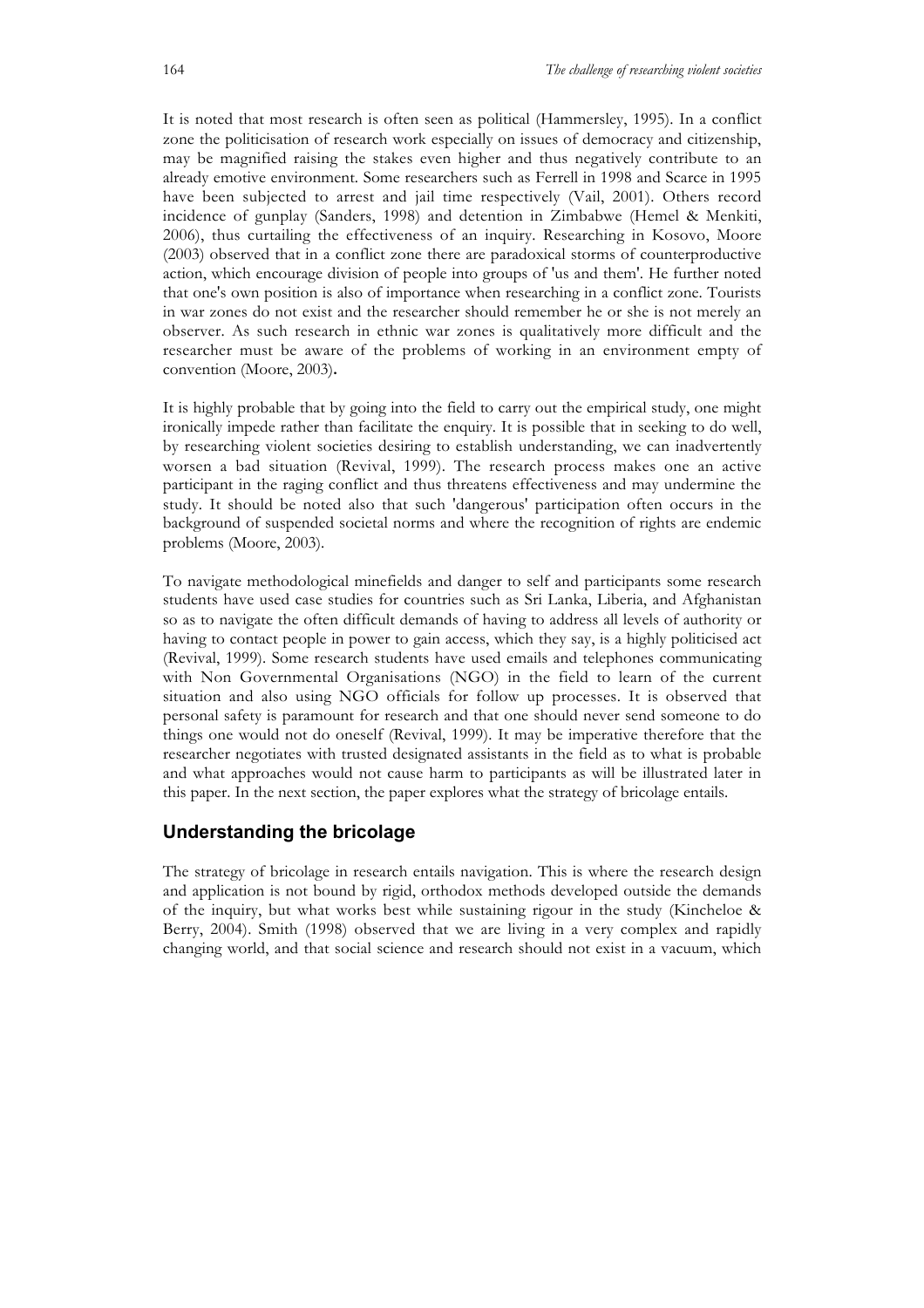It is noted that most research is often seen as political (Hammersley, 1995). In a conflict zone the politicisation of research work especially on issues of democracy and citizenship, may be magnified raising the stakes even higher and thus negatively contribute to an already emotive environment. Some researchers such as Ferrell in 1998 and Scarce in 1995 have been subjected to arrest and jail time respectively (Vail, 2001). Others record incidence of gunplay (Sanders, 1998) and detention in Zimbabwe (Hemel & Menkiti, 2006), thus curtailing the effectiveness of an inquiry. Researching in Kosovo, Moore (2003) observed that in a conflict zone there are paradoxical storms of counterproductive action, which encourage division of people into groups of 'us and them'. He further noted that one's own position is also of importance when researching in a conflict zone. Tourists in war zones do not exist and the researcher should remember he or she is not merely an observer. As such research in ethnic war zones is qualitatively more difficult and the researcher must be aware of the problems of working in an environment empty of convention (Moore, 2003).

It is highly probable that by going into the field to carry out the empirical study, one might ironically impede rather than facilitate the enquiry. It is possible that in seeking to do well, by researching violent societies desiring to establish understanding, we can inadvertently worsen a bad situation (Revival, 1999). The research process makes one an active participant in the raging conflict and thus threatens effectiveness and may undermine the study. It should be noted also that such 'dangerous' participation often occurs in the background of suspended societal norms and where the recognition of rights are endemic problems (Moore, 2003).

To navigate methodological minefields and danger to self and participants some research students have used case studies for countries such as Sri Lanka, Liberia, and Afghanistan so as to navigate the often difficult demands of having to address all levels of authority or having to contact people in power to gain access, which they say, is a highly politicised act (Revival, 1999). Some research students have used emails and telephones communicating with Non Governmental Organisations (NGO) in the field to learn of the current situation and also using NGO officials for follow up processes. It is observed that personal safety is paramount for research and that one should never send someone to do things one would not do oneself (Revival, 1999). It may be imperative therefore that the researcher negotiates with trusted designated assistants in the field as to what is probable and what approaches would not cause harm to participants as will be illustrated later in this paper. In the next section, the paper explores what the strategy of bricolage entails.

## Understanding the bricolage

The strategy of bricolage in research entails navigation. This is where the research design and application is not bound by rigid, orthodox methods developed outside the demands of the inquiry, but what works best while sustaining rigour in the study (Kincheloe & Berry, 2004). Smith (1998) observed that we are living in a very complex and rapidly changing world, and that social science and research should not exist in a vacuum, which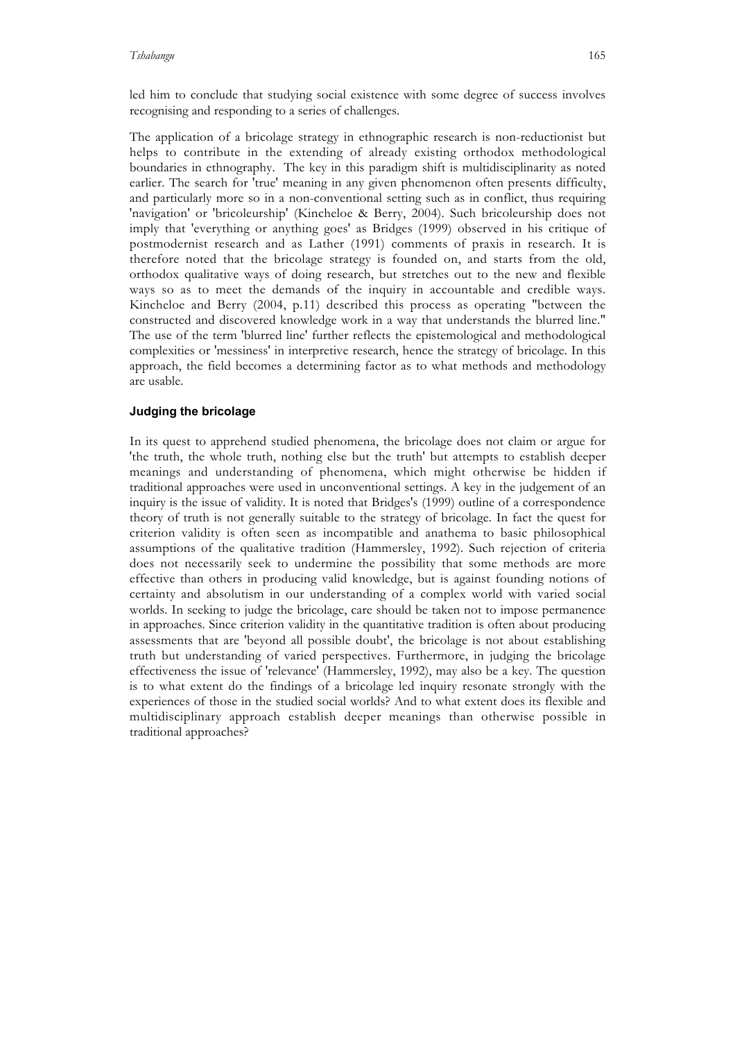led him to conclude that studying social existence with some degree of success involves recognising and responding to a series of challenges.

The application of a bricolage strategy in ethnographic research is non-reductionist but helps to contribute in the extending of already existing orthodox methodological boundaries in ethnography. The key in this paradigm shift is multidisciplinarity as noted earlier. The search for 'true' meaning in any given phenomenon often presents difficulty, and particularly more so in a non-conventional setting such as in conflict, thus requiring 'navigation' or 'bricoleurship' (Kincheloe & Berry, 2004). Such bricoleurship does not imply that 'everything or anything goes' as Bridges (1999) observed in his critique of postmodernist research and as Lather (1991) comments of praxis in research. It is therefore noted that the bricolage strategy is founded on, and starts from the old, orthodox qualitative ways of doing research, but stretches out to the new and flexible ways so as to meet the demands of the inquiry in accountable and credible ways. Kincheloe and Berry (2004, p.11) described this process as operating "between the constructed and discovered knowledge work in a way that understands the blurred line." The use of the term 'blurred line' further reflects the epistemological and methodological complexities or 'messiness' in interpretive research, hence the strategy of bricolage. In this approach, the field becomes a determining factor as to what methods and methodology are usable.

#### Judging the bricolage

In its quest to apprehend studied phenomena, the bricolage does not claim or argue for 'the truth, the whole truth, nothing else but the truth' but attempts to establish deeper meanings and understanding of phenomena, which might otherwise be hidden if traditional approaches were used in unconventional settings. A key in the judgement of an inquiry is the issue of validity. It is noted that Bridges's (1999) outline of a correspondence theory of truth is not generally suitable to the strategy of bricolage. In fact the quest for criterion validity is often seen as incompatible and anathema to basic philosophical assumptions of the qualitative tradition (Hammersley, 1992). Such rejection of criteria does not necessarily seek to undermine the possibility that some methods are more effective than others in producing valid knowledge, but is against founding notions of certainty and absolutism in our understanding of a complex world with varied social worlds. In seeking to judge the bricolage, care should be taken not to impose permanence in approaches. Since criterion validity in the quantitative tradition is often about producing assessments that are 'beyond all possible doubt', the bricolage is not about establishing truth but understanding of varied perspectives. Furthermore, in judging the bricolage effectiveness the issue of 'relevance' (Hammersley, 1992), may also be a key. The question is to what extent do the findings of a bricolage led inquiry resonate strongly with the experiences of those in the studied social worlds? And to what extent does its flexible and multidisciplinary approach establish deeper meanings than otherwise possible in traditional approaches?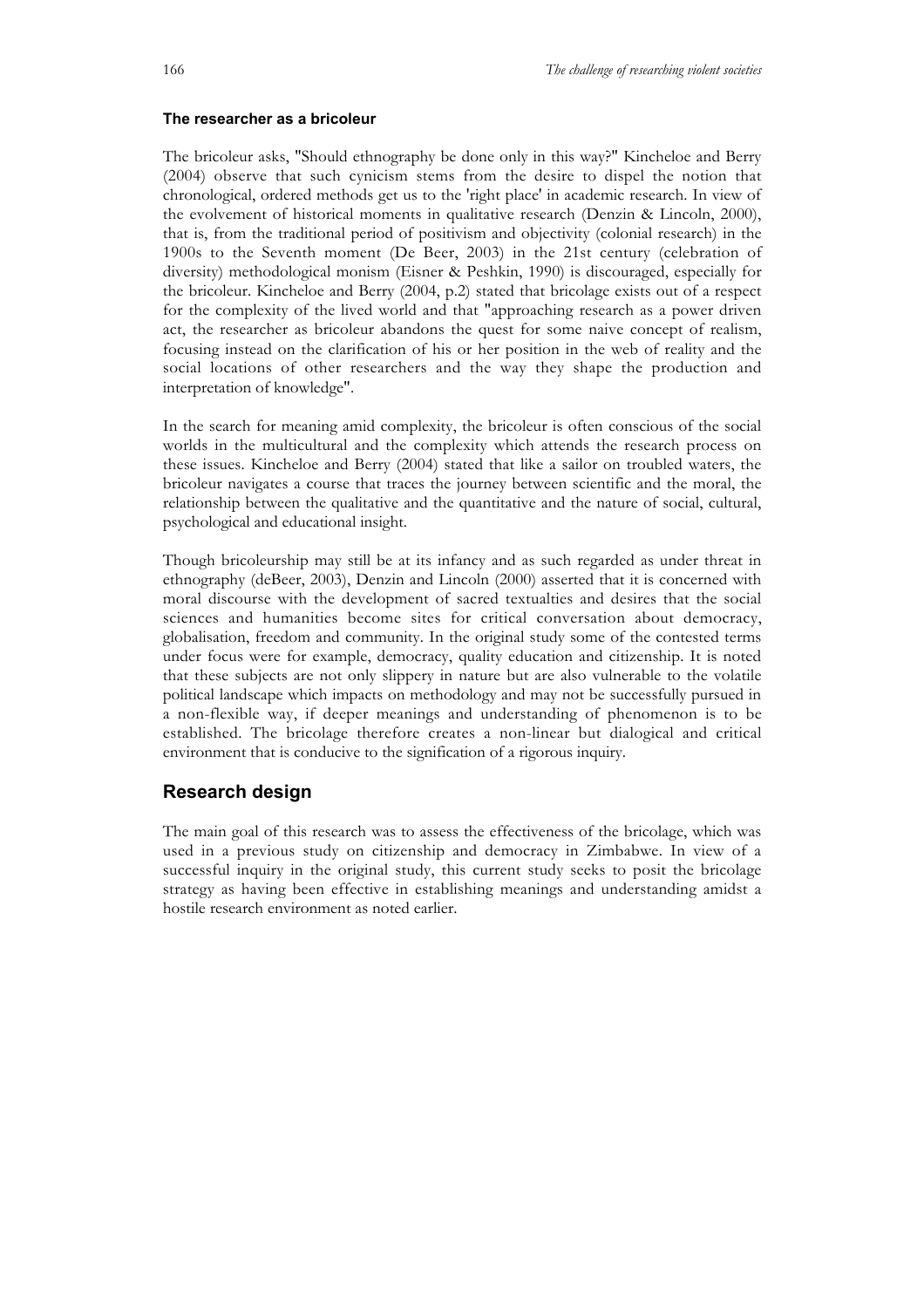### The researcher as a bricoleur

The bricoleur asks, "Should ethnography be done only in this way?" Kincheloe and Berry (2004) observe that such cynicism stems from the desire to dispel the notion that chronological, ordered methods get us to the 'right place' in academic research. In view of the evolvement of historical moments in qualitative research (Denzin & Lincoln, 2000), that is, from the traditional period of positivism and objectivity (colonial research) in the 1900s to the Seventh moment (De Beer, 2003) in the 21st century (celebration of diversity) methodological monism (Eisner & Peshkin, 1990) is discouraged, especially for the bricoleur. Kincheloe and Berry (2004, p.2) stated that bricolage exists out of a respect for the complexity of the lived world and that "approaching research as a power driven act, the researcher as bricoleur abandons the quest for some naive concept of realism, focusing instead on the clarification of his or her position in the web of reality and the social locations of other researchers and the way they shape the production and interpretation of knowledge".

In the search for meaning amid complexity, the bricoleur is often conscious of the social worlds in the multicultural and the complexity which attends the research process on these issues. Kincheloe and Berry (2004) stated that like a sailor on troubled waters, the bricoleur navigates a course that traces the journey between scientific and the moral, the relationship between the qualitative and the quantitative and the nature of social, cultural, psychological and educational insight.

Though bricoleurship may still be at its infancy and as such regarded as under threat in ethnography (deBeer, 2003), Denzin and Lincoln (2000) asserted that it is concerned with moral discourse with the development of sacred textualties and desires that the social sciences and humanities become sites for critical conversation about democracy, globalisation, freedom and community. In the original study some of the contested terms under focus were for example, democracy, quality education and citizenship. It is noted that these subjects are not only slippery in nature but are also vulnerable to the volatile political landscape which impacts on methodology and may not be successfully pursued in a non-flexible way, if deeper meanings and understanding of phenomenon is to be established. The bricolage therefore creates a non-linear but dialogical and critical environment that is conducive to the signification of a rigorous inquiry.

## Research design

The main goal of this research was to assess the effectiveness of the bricolage, which was used in a previous study on citizenship and democracy in Zimbabwe. In view of a successful inquiry in the original study, this current study seeks to posit the bricolage strategy as having been effective in establishing meanings and understanding amidst a hostile research environment as noted earlier.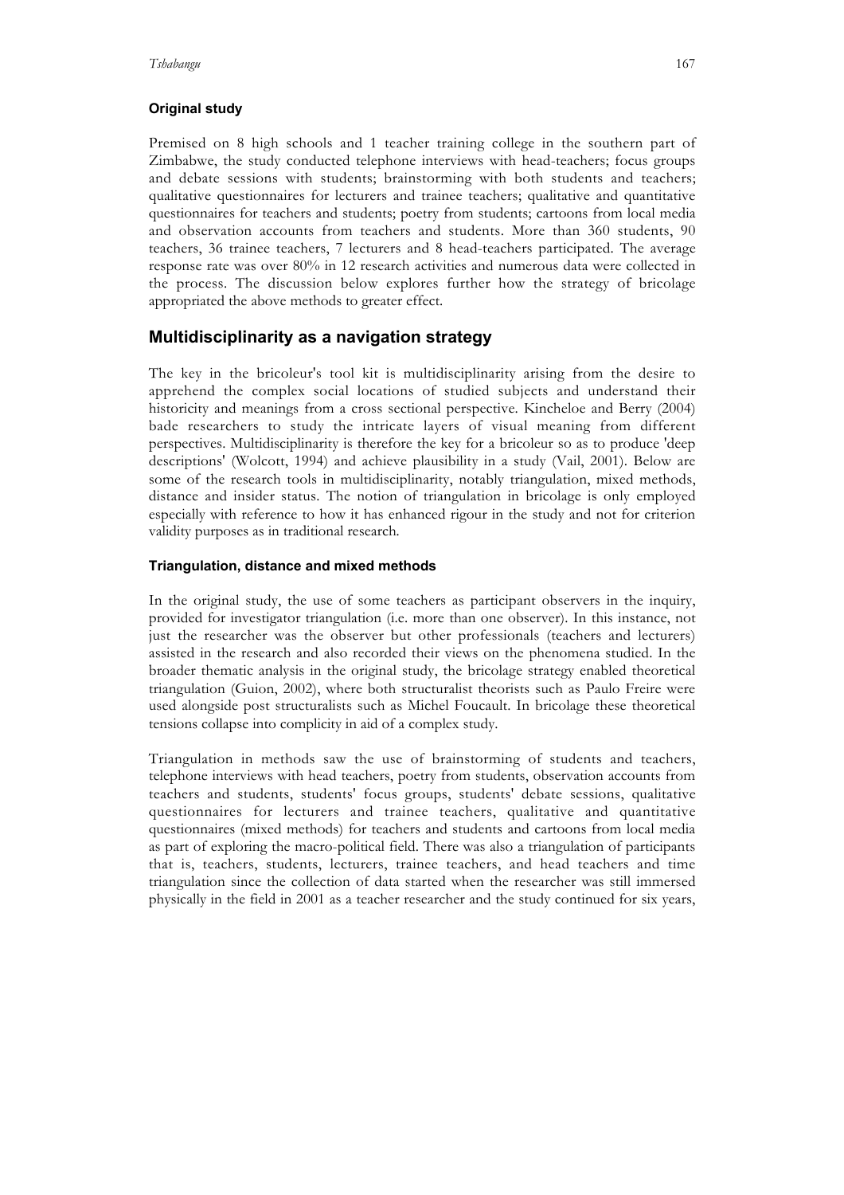### Original study

Premised on 8 high schools and 1 teacher training college in the southern part of Zimbabwe, the study conducted telephone interviews with head-teachers; focus groups and debate sessions with students; brainstorming with both students and teachers; qualitative questionnaires for lecturers and trainee teachers; qualitative and quantitative questionnaires for teachers and students; poetry from students; cartoons from local media and observation accounts from teachers and students. More than 360 students, 90 teachers, 36 trainee teachers, 7 lecturers and 8 head-teachers participated. The average response rate was over 80% in 12 research activities and numerous data were collected in the process. The discussion below explores further how the strategy of bricolage appropriated the above methods to greater effect.

## Multidisciplinarity as a navigation strategy

The key in the bricoleur's tool kit is multidisciplinarity arising from the desire to apprehend the complex social locations of studied subjects and understand their historicity and meanings from a cross sectional perspective. Kincheloe and Berry (2004) bade researchers to study the intricate layers of visual meaning from different perspectives. Multidisciplinarity is therefore the key for a bricoleur so as to produce 'deep descriptions' (Wolcott, 1994) and achieve plausibility in a study (Vail, 2001). Below are some of the research tools in multidisciplinarity, notably triangulation, mixed methods, distance and insider status. The notion of triangulation in bricolage is only employed especially with reference to how it has enhanced rigour in the study and not for criterion validity purposes as in traditional research.

### Triangulation, distance and mixed methods

In the original study, the use of some teachers as participant observers in the inquiry, provided for investigator triangulation (i.e. more than one observer). In this instance, not just the researcher was the observer but other professionals (teachers and lecturers) assisted in the research and also recorded their views on the phenomena studied. In the broader thematic analysis in the original study, the bricolage strategy enabled theoretical triangulation (Guion, 2002), where both structuralist theorists such as Paulo Freire were used alongside post structuralists such as Michel Foucault. In bricolage these theoretical tensions collapse into complicity in aid of a complex study.

Triangulation in methods saw the use of brainstorming of students and teachers, telephone interviews with head teachers, poetry from students, observation accounts from teachers and students, students' focus groups, students' debate sessions, qualitative questionnaires for lecturers and trainee teachers, qualitative and quantitative questionnaires (mixed methods) for teachers and students and cartoons from local media as part of exploring the macro-political field. There was also a triangulation of participants that is, teachers, students, lecturers, trainee teachers, and head teachers and time triangulation since the collection of data started when the researcher was still immersed physically in the field in 2001 as a teacher researcher and the study continued for six years,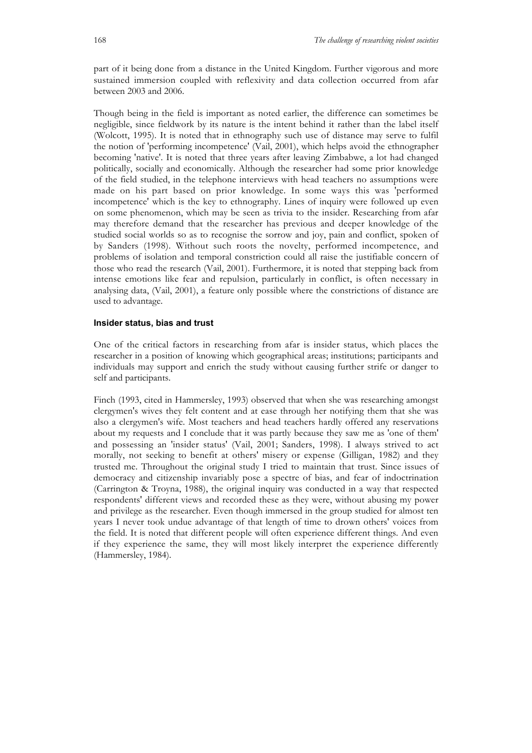part of it being done from a distance in the United Kingdom. Further vigorous and more sustained immersion coupled with reflexivity and data collection occurred from afar between 2003 and 2006.

Though being in the field is important as noted earlier, the difference can sometimes be negligible, since fieldwork by its nature is the intent behind it rather than the label itself (Wolcott, 1995). It is noted that in ethnography such use of distance may serve to fulfil the notion of 'performing incompetence' (Vail, 2001), which helps avoid the ethnographer becoming 'native'. It is noted that three years after leaving Zimbabwe, a lot had changed politically, socially and economically. Although the researcher had some prior knowledge of the field studied, in the telephone interviews with head teachers no assumptions were made on his part based on prior knowledge. In some ways this was 'performed incompetence' which is the key to ethnography. Lines of inquiry were followed up even on some phenomenon, which may be seen as trivia to the insider. Researching from afar may therefore demand that the researcher has previous and deeper knowledge of the studied social worlds so as to recognise the sorrow and joy, pain and conflict, spoken of by Sanders (1998). Without such roots the novelty, performed incompetence, and problems of isolation and temporal constriction could all raise the justifiable concern of those who read the research (Vail, 2001). Furthermore, it is noted that stepping back from intense emotions like fear and repulsion, particularly in conflict, is often necessary in analysing data, (Vail, 2001), a feature only possible where the constrictions of distance are used to advantage.

#### Insider status, bias and trust

One of the critical factors in researching from afar is insider status, which places the researcher in a position of knowing which geographical areas; institutions; participants and individuals may support and enrich the study without causing further strife or danger to self and participants.

Finch (1993, cited in Hammersley, 1993) observed that when she was researching amongst clergymen's wives they felt content and at ease through her notifying them that she was also a clergymen's wife. Most teachers and head teachers hardly offered any reservations about my requests and I conclude that it was partly because they saw me as 'one of them' and possessing an 'insider status' (Vail, 2001; Sanders, 1998). I always strived to act morally, not seeking to benefit at others' misery or expense (Gilligan, 1982) and they trusted me. Throughout the original study I tried to maintain that trust. Since issues of democracy and citizenship invariably pose a spectre of bias, and fear of indoctrination (Carrington & Troyna, 1988), the original inquiry was conducted in a way that respected respondents' different views and recorded these as they were, without abusing my power and privilege as the researcher. Even though immersed in the group studied for almost ten years I never took undue advantage of that length of time to drown others' voices from the field. It is noted that different people will often experience different things. And even if they experience the same, they will most likely interpret the experience differently (Hammersley, 1984).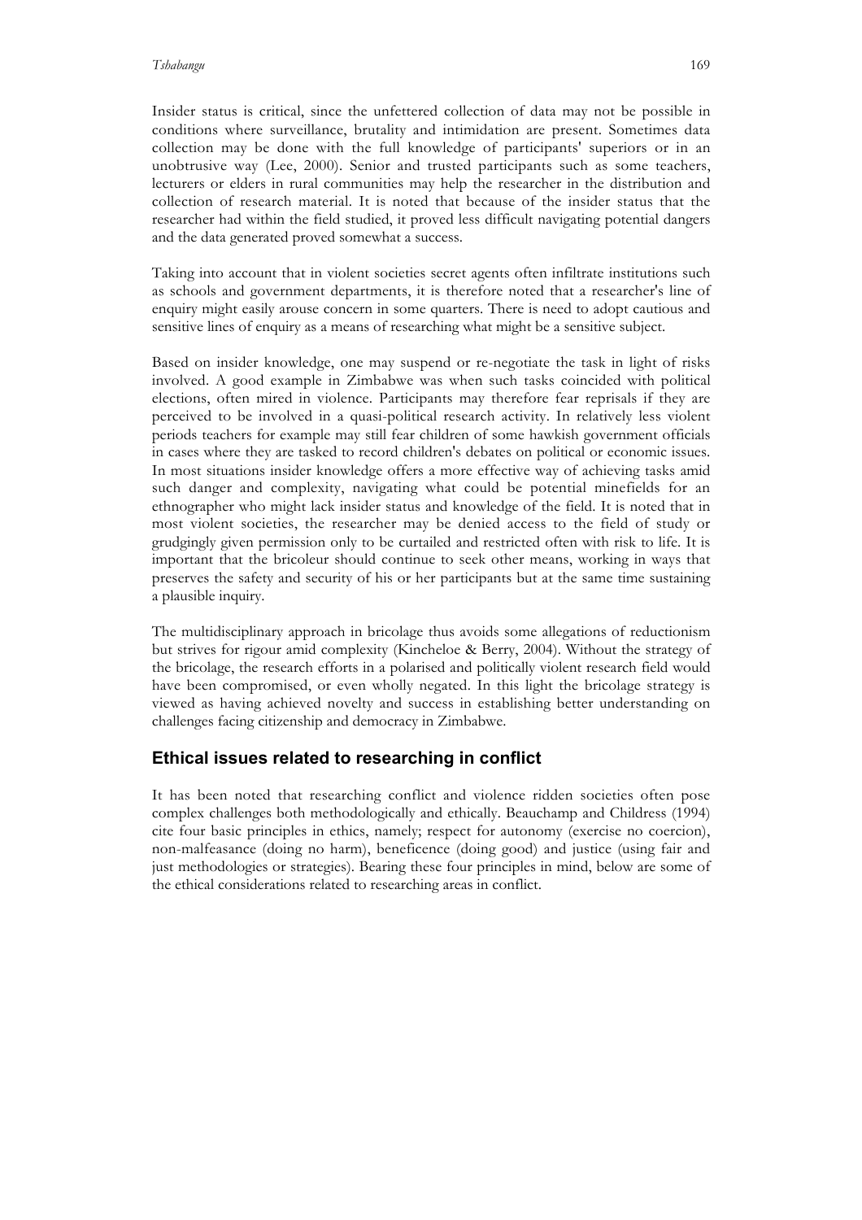Insider status is critical, since the unfettered collection of data may not be possible in conditions where surveillance, brutality and intimidation are present. Sometimes data collection may be done with the full knowledge of participants' superiors or in an unobtrusive way (Lee, 2000). Senior and trusted participants such as some teachers, lecturers or elders in rural communities may help the researcher in the distribution and collection of research material. It is noted that because of the insider status that the researcher had within the field studied, it proved less difficult navigating potential dangers and the data generated proved somewhat a success.

Taking into account that in violent societies secret agents often infiltrate institutions such as schools and government departments, it is therefore noted that a researcher's line of enquiry might easily arouse concern in some quarters. There is need to adopt cautious and sensitive lines of enquiry as a means of researching what might be a sensitive subject.

Based on insider knowledge, one may suspend or re-negotiate the task in light of risks involved. A good example in Zimbabwe was when such tasks coincided with political elections, often mired in violence. Participants may therefore fear reprisals if they are perceived to be involved in a quasi-political research activity. In relatively less violent periods teachers for example may still fear children of some hawkish government officials in cases where they are tasked to record children's debates on political or economic issues. In most situations insider knowledge offers a more effective way of achieving tasks amid such danger and complexity, navigating what could be potential minefields for an ethnographer who might lack insider status and knowledge of the field. It is noted that in most violent societies, the researcher may be denied access to the field of study or grudgingly given permission only to be curtailed and restricted often with risk to life. It is important that the bricoleur should continue to seek other means, working in ways that preserves the safety and security of his or her participants but at the same time sustaining a plausible inquiry.

The multidisciplinary approach in bricolage thus avoids some allegations of reductionism but strives for rigour amid complexity (Kincheloe & Berry, 2004). Without the strategy of the bricolage, the research efforts in a polarised and politically violent research field would have been compromised, or even wholly negated. In this light the bricolage strategy is viewed as having achieved novelty and success in establishing better understanding on challenges facing citizenship and democracy in Zimbabwe.

## Ethical issues related to researching in conflict

It has been noted that researching conflict and violence ridden societies often pose complex challenges both methodologically and ethically. Beauchamp and Childress (1994) cite four basic principles in ethics, namely; respect for autonomy (exercise no coercion), non-malfeasance (doing no harm), beneficence (doing good) and justice (using fair and just methodologies or strategies). Bearing these four principles in mind, below are some of the ethical considerations related to researching areas in conflict.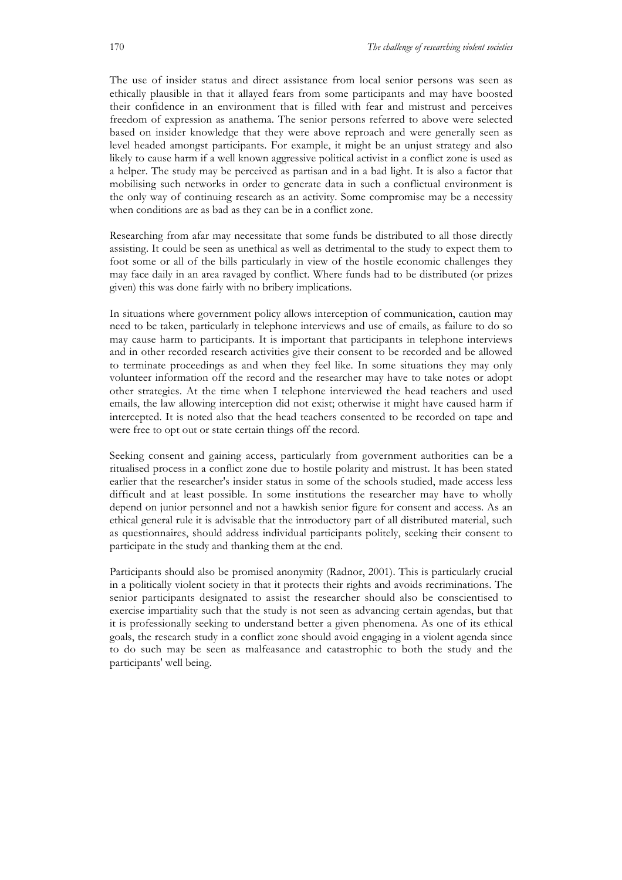The use of insider status and direct assistance from local senior persons was seen as ethically plausible in that it allayed fears from some participants and may have boosted their confidence in an environment that is filled with fear and mistrust and perceives freedom of expression as anathema. The senior persons referred to above were selected based on insider knowledge that they were above reproach and were generally seen as level headed amongst participants. For example, it might be an unjust strategy and also likely to cause harm if a well known aggressive political activist in a conflict zone is used as a helper. The study may be perceived as partisan and in a bad light. It is also a factor that mobilising such networks in order to generate data in such a conflictual environment is the only way of continuing research as an activity. Some compromise may be a necessity when conditions are as bad as they can be in a conflict zone.

Researching from afar may necessitate that some funds be distributed to all those directly assisting. It could be seen as unethical as well as detrimental to the study to expect them to foot some or all of the bills particularly in view of the hostile economic challenges they may face daily in an area ravaged by conflict. Where funds had to be distributed (or prizes given) this was done fairly with no bribery implications.

In situations where government policy allows interception of communication, caution may need to be taken, particularly in telephone interviews and use of emails, as failure to do so may cause harm to participants. It is important that participants in telephone interviews and in other recorded research activities give their consent to be recorded and be allowed to terminate proceedings as and when they feel like. In some situations they may only volunteer information off the record and the researcher may have to take notes or adopt other strategies. At the time when I telephone interviewed the head teachers and used emails, the law allowing interception did not exist; otherwise it might have caused harm if intercepted. It is noted also that the head teachers consented to be recorded on tape and were free to opt out or state certain things off the record.

Seeking consent and gaining access, particularly from government authorities can be a ritualised process in a conflict zone due to hostile polarity and mistrust. It has been stated earlier that the researcher's insider status in some of the schools studied, made access less difficult and at least possible. In some institutions the researcher may have to wholly depend on junior personnel and not a hawkish senior figure for consent and access. As an ethical general rule it is advisable that the introductory part of all distributed material, such as questionnaires, should address individual participants politely, seeking their consent to participate in the study and thanking them at the end.

Participants should also be promised anonymity (Radnor, 2001). This is particularly crucial in a politically violent society in that it protects their rights and avoids recriminations. The senior participants designated to assist the researcher should also be conscientised to exercise impartiality such that the study is not seen as advancing certain agendas, but that it is professionally seeking to understand better a given phenomena. As one of its ethical goals, the research study in a conflict zone should avoid engaging in a violent agenda since to do such may be seen as malfeasance and catastrophic to both the study and the participants' well being.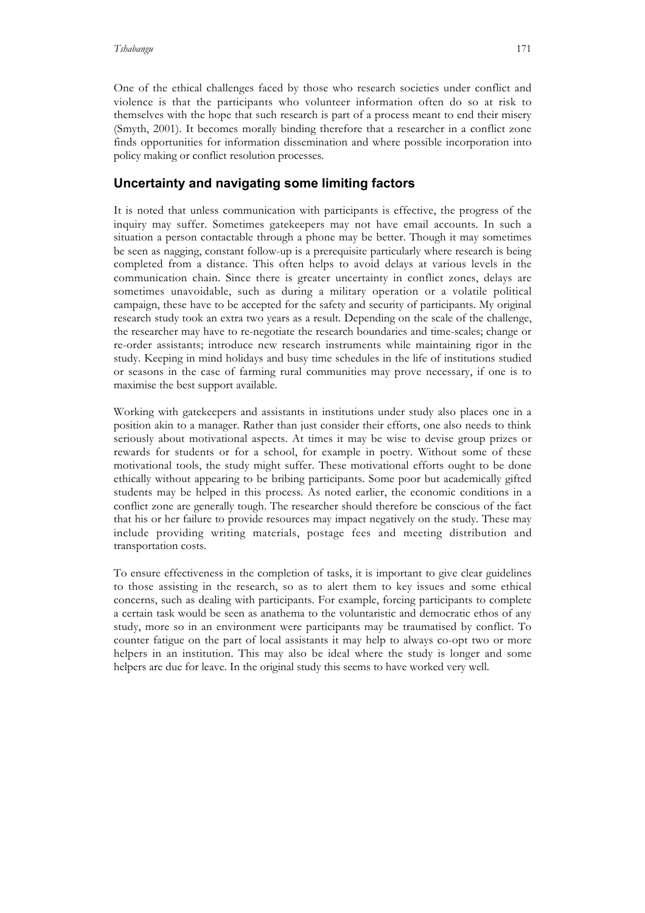One of the ethical challenges faced by those who research societies under conflict and violence is that the participants who volunteer information often do so at risk to themselves with the hope that such research is part of a process meant to end their misery (Smyth, 2001). It becomes morally binding therefore that a researcher in a conflict zone finds opportunities for information dissemination and where possible incorporation into policy making or conflict resolution processes.

## Uncertainty and navigating some limiting factors

It is noted that unless communication with participants is effective, the progress of the inquiry may suffer. Sometimes gatekeepers may not have email accounts. In such a situation a person contactable through a phone may be better. Though it may sometimes be seen as nagging, constant follow-up is a prerequisite particularly where research is being completed from a distance. This often helps to avoid delays at various levels in the communication chain. Since there is greater uncertainty in conflict zones, delays are sometimes unavoidable, such as during a military operation or a volatile political campaign, these have to be accepted for the safety and security of participants. My original research study took an extra two years as a result. Depending on the scale of the challenge, the researcher may have to re-negotiate the research boundaries and time-scales; change or re-order assistants; introduce new research instruments while maintaining rigor in the study. Keeping in mind holidays and busy time schedules in the life of institutions studied or seasons in the case of farming rural communities may prove necessary, if one is to maximise the best support available.

Working with gatekeepers and assistants in institutions under study also places one in a position akin to a manager. Rather than just consider their efforts, one also needs to think seriously about motivational aspects. At times it may be wise to devise group prizes or rewards for students or for a school, for example in poetry. Without some of these motivational tools, the study might suffer. These motivational efforts ought to be done ethically without appearing to be bribing participants. Some poor but academically gifted students may be helped in this process. As noted earlier, the economic conditions in a conflict zone are generally tough. The researcher should therefore be conscious of the fact that his or her failure to provide resources may impact negatively on the study. These may include providing writing materials, postage fees and meeting distribution and transportation costs.

To ensure effectiveness in the completion of tasks, it is important to give clear guidelines to those assisting in the research, so as to alert them to key issues and some ethical concerns, such as dealing with participants. For example, forcing participants to complete a certain task would be seen as anathema to the voluntaristic and democratic ethos of any study, more so in an environment were participants may be traumatised by conflict. To counter fatigue on the part of local assistants it may help to always co-opt two or more helpers in an institution. This may also be ideal where the study is longer and some helpers are due for leave. In the original study this seems to have worked very well.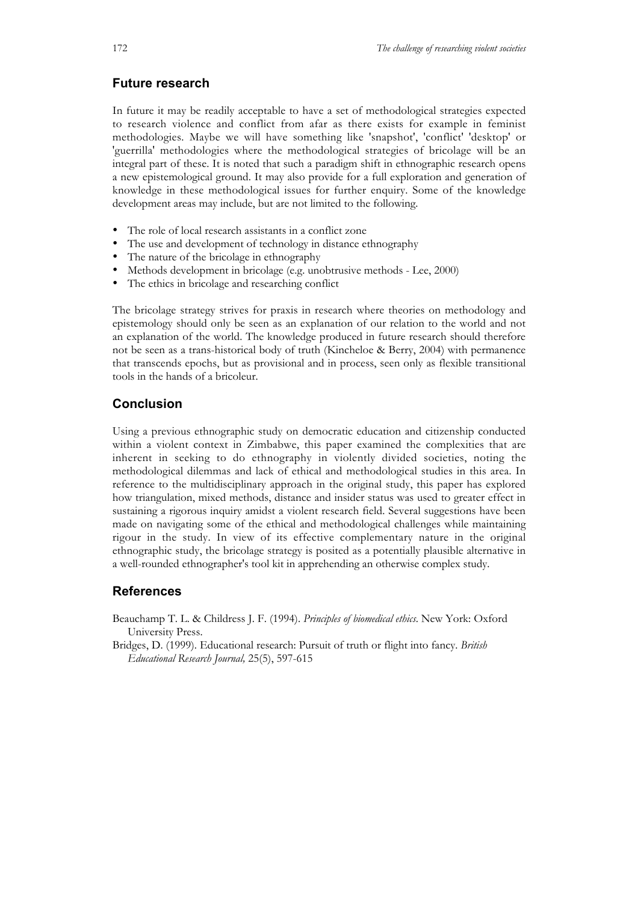## Future research

In future it may be readily acceptable to have a set of methodological strategies expected to research violence and conflict from afar as there exists for example in feminist methodologies. Maybe we will have something like 'snapshot', 'conflict' 'desktop' or 'guerrilla' methodologies where the methodological strategies of bricolage will be an integral part of these. It is noted that such a paradigm shift in ethnographic research opens a new epistemological ground. It may also provide for a full exploration and generation of knowledge in these methodological issues for further enquiry. Some of the knowledge development areas may include, but are not limited to the following.

- The role of local research assistants in a conflict zone
- The use and development of technology in distance ethnography
- The nature of the bricolage in ethnography
- Methods development in bricolage (e.g. unobtrusive methods - Lee, 2000)
- The ethics in bricolage and researching conflict

The bricolage strategy strives for praxis in research where theories on methodology and epistemology should only be seen as an explanation of our relation to the world and not an explanation of the world. The knowledge produced in future research should therefore not be seen as a trans-historical body of truth (Kincheloe & Berry, 2004) with permanence that transcends epochs, but as provisional and in process, seen only as flexible transitional tools in the hands of a bricoleur.

## Conclusion

Using a previous ethnographic study on democratic education and citizenship conducted within a violent context in Zimbabwe, this paper examined the complexities that are inherent in seeking to do ethnography in violently divided societies, noting the methodological dilemmas and lack of ethical and methodological studies in this area. In reference to the multidisciplinary approach in the original study, this paper has explored how triangulation, mixed methods, distance and insider status was used to greater effect in sustaining a rigorous inquiry amidst a violent research field. Several suggestions have been made on navigating some of the ethical and methodological challenges while maintaining rigour in the study. In view of its effective complementary nature in the original ethnographic study, the bricolage strategy is posited as a potentially plausible alternative in a well-rounded ethnographer's tool kit in apprehending an otherwise complex study.

## References

Beauchamp T. L. & Childress J. F. (1994). *Principles of biomedical ethics*. New York: Oxford University Press.

Bridges, D. (1999). Educational research: Pursuit of truth or flight into fancy. *British Educational Research Journal,* 25(5), 597-615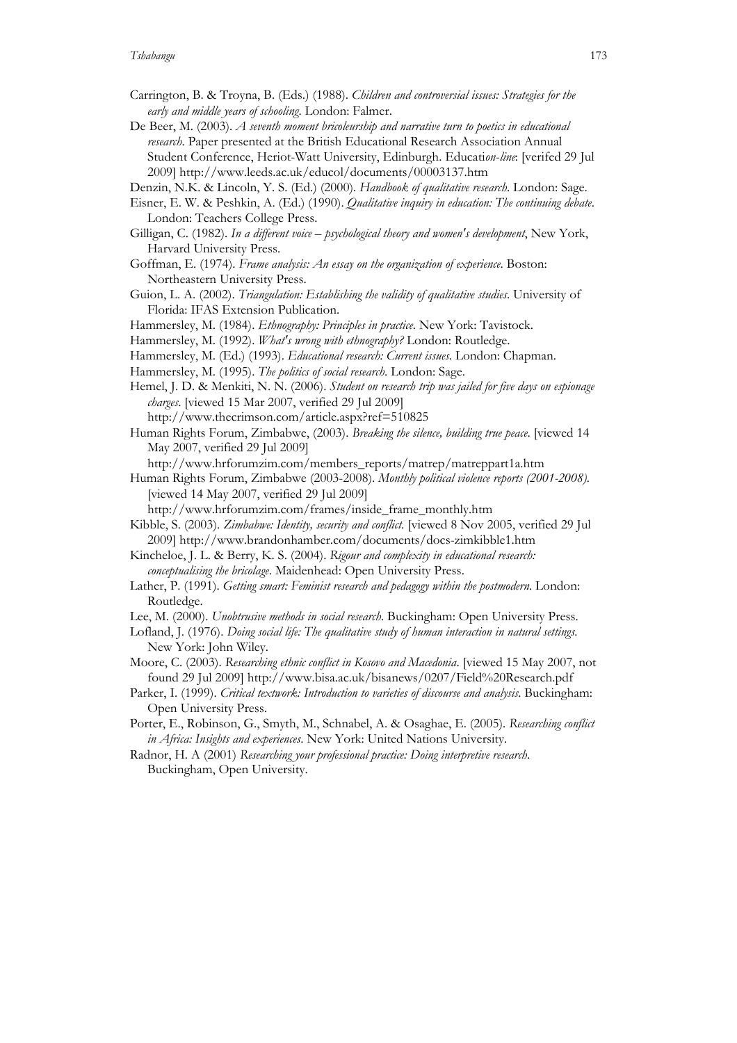Carrington, B. & Troyna, B. (Eds.) (1988). *Children and controversial issues: Strategies for the early and middle years of schooling*. London: Falmer.

De Beer, M. (2003). *A seventh moment bricoleurship and narrative turn to poetics in educational research*. Paper presented at the British Educational Research Association Annual Student Conference, Heriot-Watt University, Edinburgh. Educati*on-line*: [verifed 29 Jul 2009] http://www.leeds.ac.uk/educol/documents/00003137.htm

Denzin, N.K. & Lincoln, Y. S. (Ed.) (2000). *Handbook of qualitative research*. London: Sage.

Eisner, E. W. & Peshkin, A. (Ed.) (1990). *Qualitative inquiry in education: The continuing debate*. London: Teachers College Press.

Gilligan, C. (1982). *In a different voice – psychological theory and women's development*, New York, Harvard University Press.

Goffman, E. (1974). *Frame analysis: An essay on the organization of experience*. Boston: Northeastern University Press.

Guion, L. A. (2002). *Triangulation: Establishing the validity of qualitative studies*. University of Florida: IFAS Extension Publication.

Hammersley, M. (1984). *Ethnography: Principles in practice*. New York: Tavistock.

Hammersley, M. (1992). *What's wrong with ethnography?* London: Routledge.

Hammersley, M. (Ed.) (1993). *Educational research: Current issues*. London: Chapman.

Hammersley, M. (1995). *The politics of social research*. London: Sage.

Hemel, J. D. & Menkiti, N. N. (2006). *Student on research trip was jailed for five days on espionage charges*. [viewed 15 Mar 2007, verified 29 Jul 2009] http://www.thecrimson.com/article.aspx?ref=510825

Human Rights Forum, Zimbabwe, (2003). *Breaking the silence, building true peace*. [viewed 14 May 2007, verified 29 Jul 2009] http://www.hrforumzim.com/members_reports/matrep/matreppart1a.htm

Human Rights Forum, Zimbabwe (2003-2008). *Monthly political violence reports (2001-2008).* [viewed 14 May 2007, verified 29 Jul 2009] http://www.hrforumzim.com/frames/inside_frame_monthly.htm

Kibble, S. (2003). *Zimbabwe: Identity, security and conflict.* [viewed 8 Nov 2005, verified 29 Jul 2009] http://www.brandonhamber.com/documents/docs-zimkibble1.htm

Kincheloe, J. L. & Berry, K. S. (2004). *Rigour and complexity in educational research: conceptualising the bricolage*. Maidenhead: Open University Press.

Lather, P. (1991). *Getting smart: Feminist research and pedagogy within the postmodern*. London: Routledge.

Lee, M. (2000). *Unobtrusive methods in social research*. Buckingham: Open University Press.

Lofland, J. (1976). *Doing social life: The qualitative study of human interaction in natural settings*. New York: John Wiley.

Moore, C. (2003). *Researching ethnic conflict in Kosovo and Macedonia*. [viewed 15 May 2007, not found 29 Jul 2009] http://www.bisa.ac.uk/bisanews/0207/Field%20Research.pdf

Parker, I. (1999). *Critical textwork: Introduction to varieties of discourse and analysis*. Buckingham: Open University Press.

Porter, E., Robinson, G., Smyth, M., Schnabel, A. & Osaghae, E. (2005). *Researching conflict in Africa: Insights and experiences*. New York: United Nations University.

Radnor, H. A (2001) *Researching your professional practice: Doing interpretive research*. Buckingham, Open University.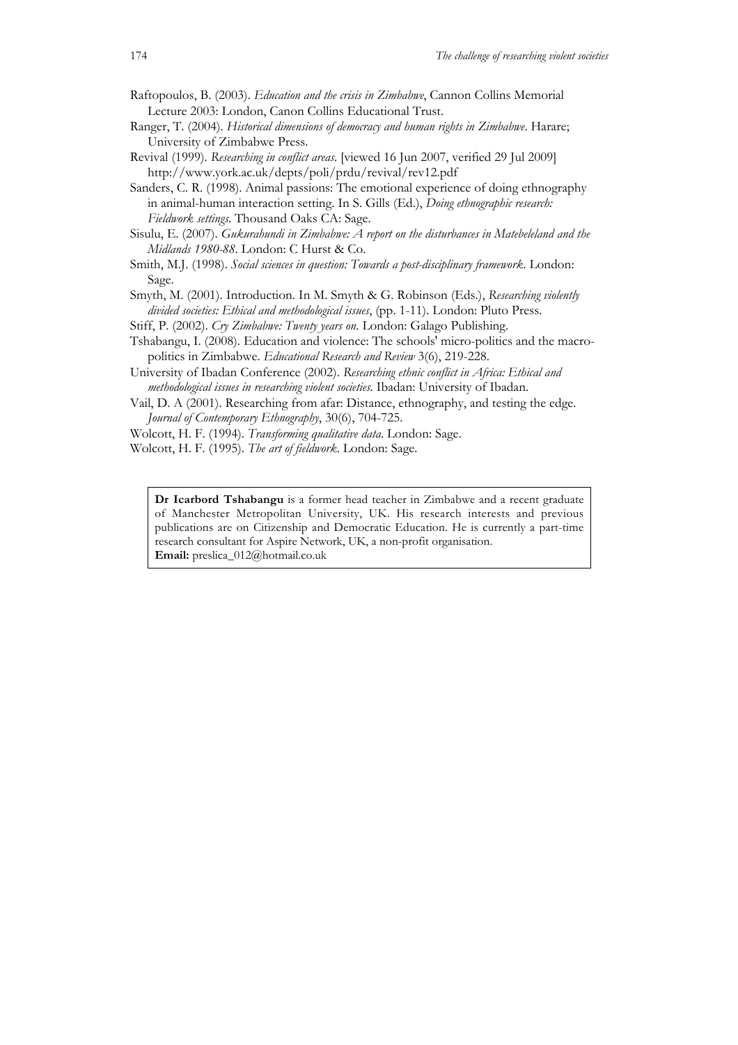Raftopoulos, B. (2003). *Education and the crisis in Zimbabwe*, Cannon Collins Memorial Lecture 2003: London, Canon Collins Educational Trust.

Ranger, T. (2004). *Historical dimensions of democracy and human rights in Zimbabwe*. Harare; University of Zimbabwe Press.

Revival (1999). *Researching in conflict areas*. [viewed 16 Jun 2007, verified 29 Jul 2009] http://www.york.ac.uk/depts/poli/prdu/revival/rev12.pdf

Sanders, C. R. (1998). Animal passions: The emotional experience of doing ethnography in animal-human interaction setting. In S. Gills (Ed.), *Doing ethnographic research: Fieldwork settings*. Thousand Oaks CA: Sage.

Sisulu, E. (2007). *Gukurahundi in Zimbabwe: A report on the disturbances in Matebeleland and the Midlands 1980-88*. London: C Hurst & Co.

Smith, M.J. (1998). *Social sciences in question: Towards a post-disciplinary framework*. London: Sage.

Smyth, M. (2001). Introduction. In M. Smyth & G. Robinson (Eds.), *Researching violently divided societies: Ethical and methodological issues*, (pp. 1-11). London: Pluto Press.

Stiff, P. (2002). *Cry Zimbabwe: Twenty years on*. London: Galago Publishing.

Tshabangu, I. (2008). Education and violence: The schools' micro-politics and the macro-politics in Zimbabwe. *Educational Research and Review* 3(6), 219-228.

University of Ibadan Conference (2002). *Researching ethnic conflict in Africa: Ethical and methodological issues in researching violent societies*. Ibadan: University of Ibadan.

Vail, D. A (2001). Researching from afar: Distance, ethnography, and testing the edge. *Journal of Contemporary Ethnography*, 30(6), 704-725.

Wolcott, H. F. (1994). *Transforming qualitative data*. London: Sage.

Wolcott, H. F. (1995). *The art of fieldwork*. London: Sage.

**Dr Icarbord Tshabangu** is a former head teacher in Zimbabwe and a recent graduate of Manchester Metropolitan University, UK. His research interests and previous publications are on Citizenship and Democratic Education. He is currently a part-time research consultant for Aspire Network, UK, a non-profit organisation.
**Email:** preslica_012@hotmail.co.uk